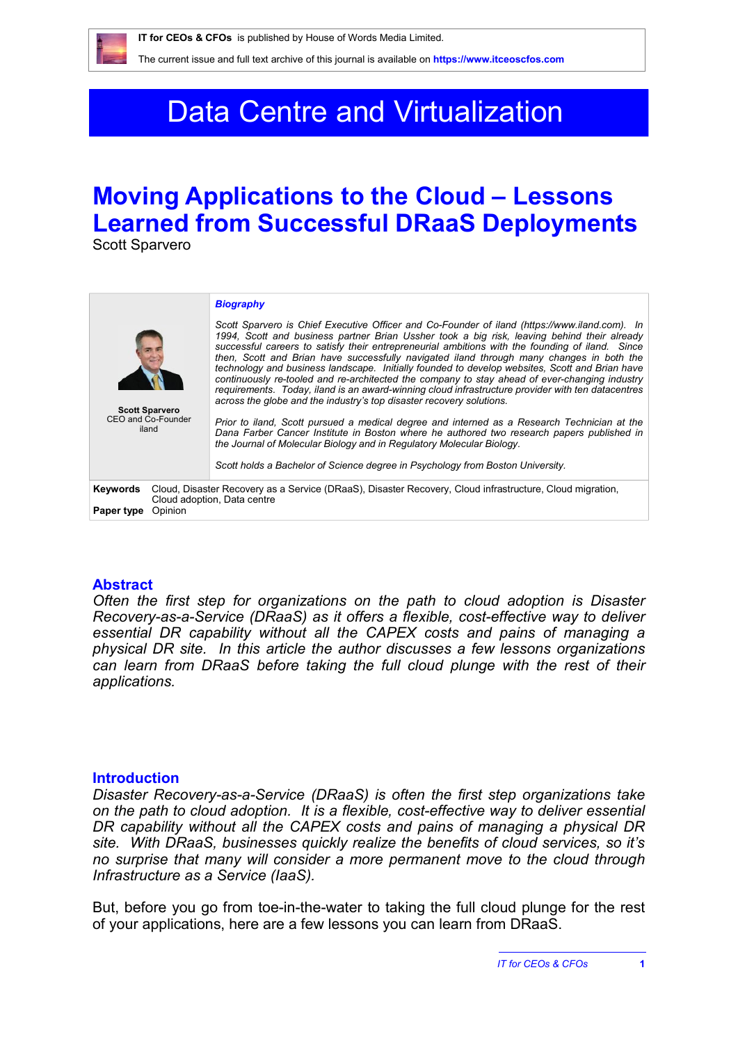IT for CEOs & CFOs is published by House of Words Media Limited.

The current issue and full text archive of this journal is available on https://www.itceoscfos.com

# Data Centre and Virtualization

## Moving Applications to the Cloud – Lessons Learned from Successful DRaaS Deployments

Scott Sparvero

**Scott Sparvero**
CEO and Co-Founder
iland

***Biography***

*Scott Sparvero is Chief Executive Officer and Co-Founder of iland (https://www.iland.com). In 1994, Scott and business partner Brian Ussher took a big risk, leaving behind their already successful careers to satisfy their entrepreneurial ambitions with the founding of iland. Since then, Scott and Brian have successfully navigated iland through many changes in both the technology and business landscape. Initially founded to develop websites, Scott and Brian have continuously re-tooled and re-architected the company to stay ahead of ever-changing industry requirements. Today, iland is an award-winning cloud infrastructure provider with ten datacentres across the globe and the industry's top disaster recovery solutions.*

*Prior to iland, Scott pursued a medical degree and interned as a Research Technician at the Dana Farber Cancer Institute in Boston where he authored two research papers published in the Journal of Molecular Biology and in Regulatory Molecular Biology.*

*Scott holds a Bachelor of Science degree in Psychology from Boston University.*

**Keywords** Cloud, Disaster Recovery as a Service (DRaaS), Disaster Recovery, Cloud infrastructure, Cloud migration, Cloud adoption, Data centre

**Paper type** Opinion

### Abstract

*Often the first step for organizations on the path to cloud adoption is Disaster Recovery-as-a-Service (DRaaS) as it offers a flexible, cost-effective way to deliver essential DR capability without all the CAPEX costs and pains of managing a physical DR site. In this article the author discusses a few lessons organizations can learn from DRaaS before taking the full cloud plunge with the rest of their applications.*

### Introduction

*Disaster Recovery-as-a-Service (DRaaS) is often the first step organizations take on the path to cloud adoption. It is a flexible, cost-effective way to deliver essential DR capability without all the CAPEX costs and pains of managing a physical DR site. With DRaaS, businesses quickly realize the benefits of cloud services, so it's no surprise that many will consider a more permanent move to the cloud through Infrastructure as a Service (IaaS).*

But, before you go from toe-in-the-water to taking the full cloud plunge for the rest of your applications, here are a few lessons you can learn from DRaaS.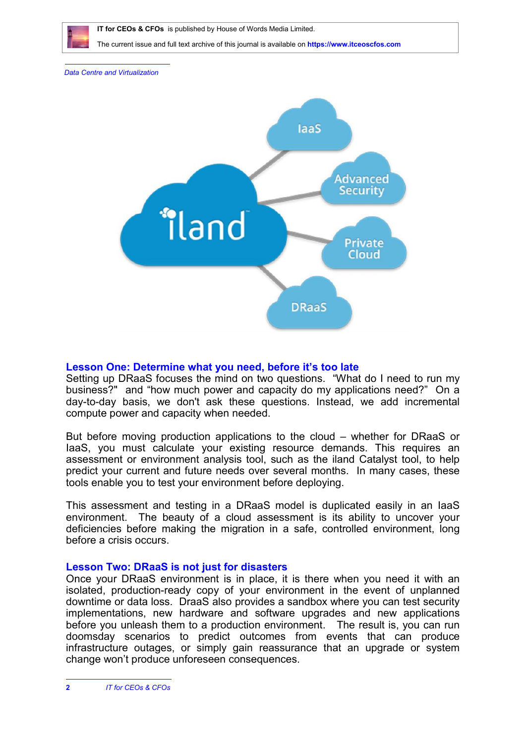## Lesson One: Determine what you need, before it's too late

Setting up DRaaS focuses the mind on two questions. "What do I need to run my business?" and "how much power and capacity do my applications need?" On a day-to-day basis, we don't ask these questions. Instead, we add incremental compute power and capacity when needed.

But before moving production applications to the cloud – whether for DRaaS or IaaS, you must calculate your existing resource demands. This requires an assessment or environment analysis tool, such as the iland Catalyst tool, to help predict your current and future needs over several months. In many cases, these tools enable you to test your environment before deploying.

This assessment and testing in a DRaaS model is duplicated easily in an IaaS environment. The beauty of a cloud assessment is its ability to uncover your deficiencies before making the migration in a safe, controlled environment, long before a crisis occurs.

## Lesson Two: DRaaS is not just for disasters

Once your DRaaS environment is in place, it is there when you need it with an isolated, production-ready copy of your environment in the event of unplanned downtime or data loss. DraaS also provides a sandbox where you can test security implementations, new hardware and software upgrades and new applications before you unleash them to a production environment. The result is, you can run doomsday scenarios to predict outcomes from events that can produce infrastructure outages, or simply gain reassurance that an upgrade or system change won't produce unforeseen consequences.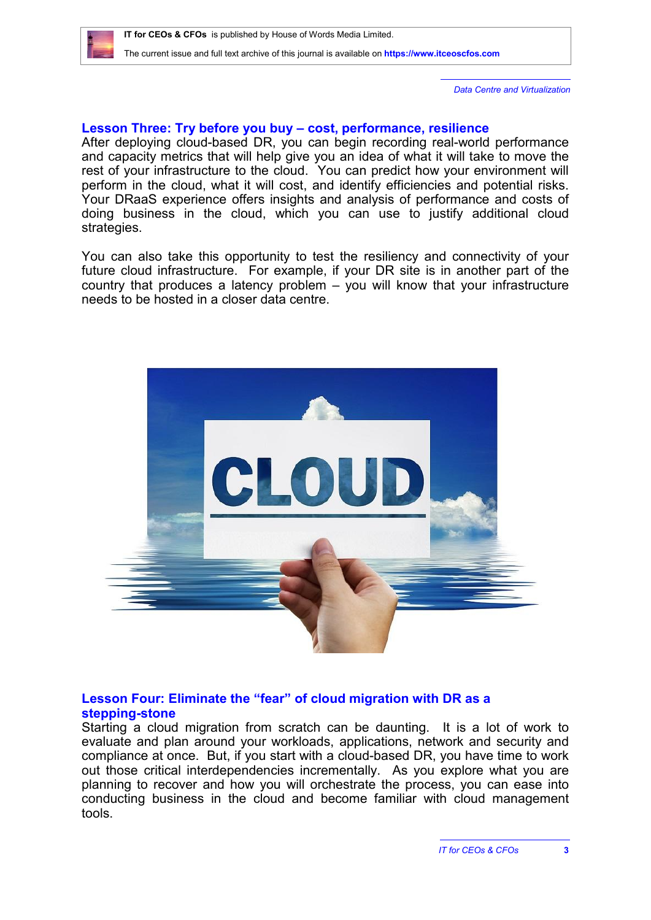## Lesson Three: Try before you buy – cost, performance, resilience

After deploying cloud-based DR, you can begin recording real-world performance and capacity metrics that will help give you an idea of what it will take to move the rest of your infrastructure to the cloud. You can predict how your environment will perform in the cloud, what it will cost, and identify efficiencies and potential risks. Your DRaaS experience offers insights and analysis of performance and costs of doing business in the cloud, which you can use to justify additional cloud strategies.

You can also take this opportunity to test the resiliency and connectivity of your future cloud infrastructure. For example, if your DR site is in another part of the country that produces a latency problem – you will know that your infrastructure needs to be hosted in a closer data centre.

## Lesson Four: Eliminate the "fear" of cloud migration with DR as a stepping-stone

Starting a cloud migration from scratch can be daunting. It is a lot of work to evaluate and plan around your workloads, applications, network and security and compliance at once. But, if you start with a cloud-based DR, you have time to work out those critical interdependencies incrementally. As you explore what you are planning to recover and how you will orchestrate the process, you can ease into conducting business in the cloud and become familiar with cloud management tools.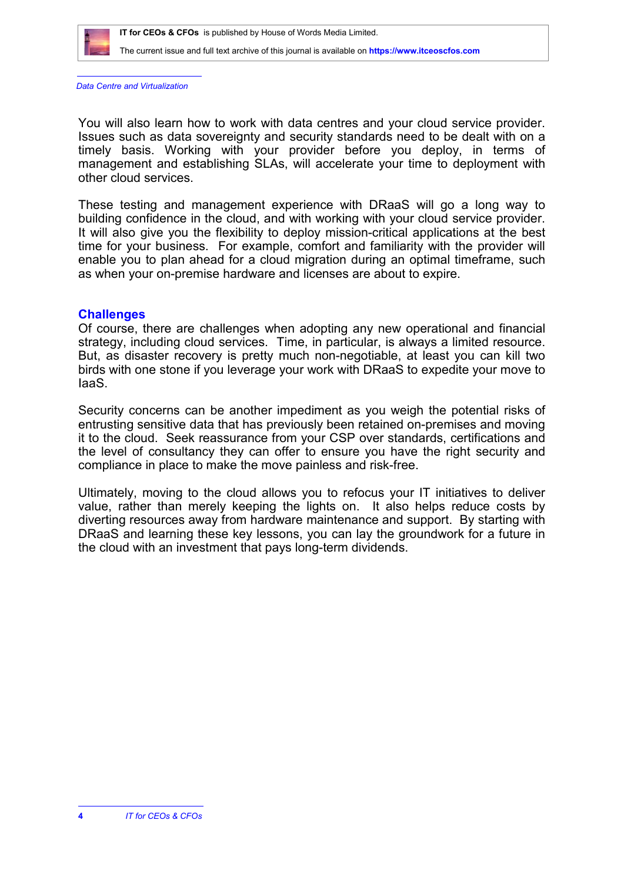You will also learn how to work with data centres and your cloud service provider. Issues such as data sovereignty and security standards need to be dealt with on a timely basis. Working with your provider before you deploy, in terms of management and establishing SLAs, will accelerate your time to deployment with other cloud services.

These testing and management experience with DRaaS will go a long way to building confidence in the cloud, and with working with your cloud service provider. It will also give you the flexibility to deploy mission-critical applications at the best time for your business. For example, comfort and familiarity with the provider will enable you to plan ahead for a cloud migration during an optimal timeframe, such as when your on-premise hardware and licenses are about to expire.

## Challenges

Of course, there are challenges when adopting any new operational and financial strategy, including cloud services. Time, in particular, is always a limited resource. But, as disaster recovery is pretty much non-negotiable, at least you can kill two birds with one stone if you leverage your work with DRaaS to expedite your move to IaaS.

Security concerns can be another impediment as you weigh the potential risks of entrusting sensitive data that has previously been retained on-premises and moving it to the cloud. Seek reassurance from your CSP over standards, certifications and the level of consultancy they can offer to ensure you have the right security and compliance in place to make the move painless and risk-free.

Ultimately, moving to the cloud allows you to refocus your IT initiatives to deliver value, rather than merely keeping the lights on. It also helps reduce costs by diverting resources away from hardware maintenance and support. By starting with DRaaS and learning these key lessons, you can lay the groundwork for a future in the cloud with an investment that pays long-term dividends.